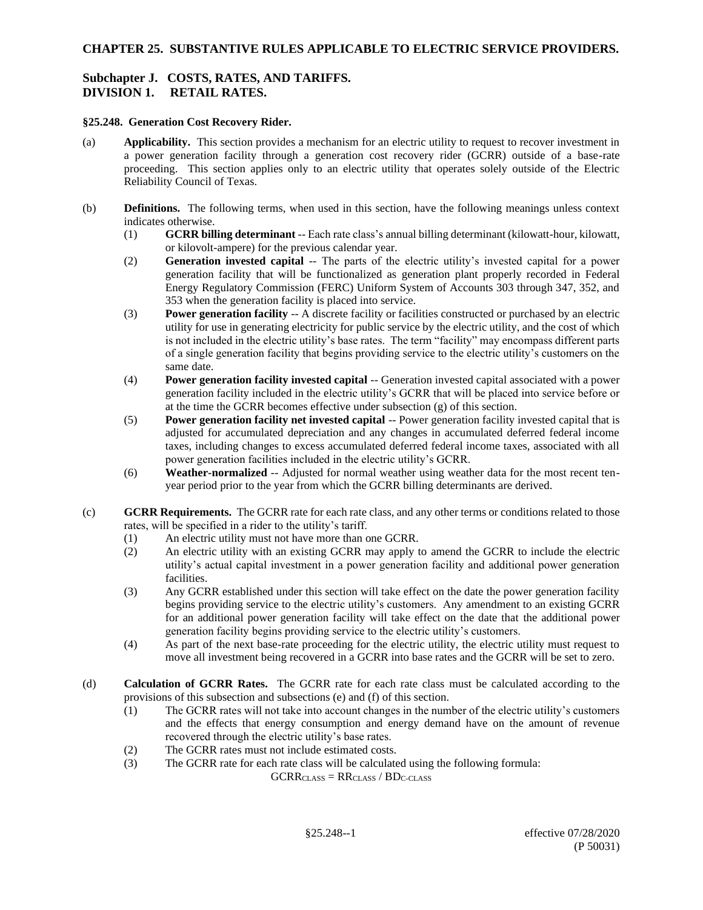# CHAPTER 25. SUBSTANTIVE RULES APPLICABLE TO ELECTRIC SERVICE PROVIDERS.

## Subchapter J. COSTS, RATES, AND TARIFFS.
## DIVISION 1. RETAIL RATES.

### §25.248. Generation Cost Recovery Rider.

(a) **Applicability.** This section provides a mechanism for an electric utility to request to recover investment in a power generation facility through a generation cost recovery rider (GCRR) outside of a base-rate proceeding. This section applies only to an electric utility that operates solely outside of the Electric Reliability Council of Texas.

(b) **Definitions.** The following terms, when used in this section, have the following meanings unless context indicates otherwise.

(1) **GCRR billing determinant** -- Each rate class's annual billing determinant (kilowatt-hour, kilowatt, or kilovolt-ampere) for the previous calendar year.

(2) **Generation invested capital** -- The parts of the electric utility's invested capital for a power generation facility that will be functionalized as generation plant properly recorded in Federal Energy Regulatory Commission (FERC) Uniform System of Accounts 303 through 347, 352, and 353 when the generation facility is placed into service.

(3) **Power generation facility** -- A discrete facility or facilities constructed or purchased by an electric utility for use in generating electricity for public service by the electric utility, and the cost of which is not included in the electric utility's base rates. The term "facility" may encompass different parts of a single generation facility that begins providing service to the electric utility's customers on the same date.

(4) **Power generation facility invested capital** -- Generation invested capital associated with a power generation facility included in the electric utility's GCRR that will be placed into service before or at the time the GCRR becomes effective under subsection (g) of this section.

(5) **Power generation facility net invested capital** -- Power generation facility invested capital that is adjusted for accumulated depreciation and any changes in accumulated deferred federal income taxes, including changes to excess accumulated deferred federal income taxes, associated with all power generation facilities included in the electric utility's GCRR.

(6) **Weather-normalized** -- Adjusted for normal weather using weather data for the most recent ten-year period prior to the year from which the GCRR billing determinants are derived.

(c) **GCRR Requirements.** The GCRR rate for each rate class, and any other terms or conditions related to those rates, will be specified in a rider to the utility's tariff.

(1) An electric utility must not have more than one GCRR.

(2) An electric utility with an existing GCRR may apply to amend the GCRR to include the electric utility's actual capital investment in a power generation facility and additional power generation facilities.

(3) Any GCRR established under this section will take effect on the date the power generation facility begins providing service to the electric utility's customers. Any amendment to an existing GCRR for an additional power generation facility will take effect on the date that the additional power generation facility begins providing service to the electric utility's customers.

(4) As part of the next base-rate proceeding for the electric utility, the electric utility must request to move all investment being recovered in a GCRR into base rates and the GCRR will be set to zero.

(d) **Calculation of GCRR Rates.** The GCRR rate for each rate class must be calculated according to the provisions of this subsection and subsections (e) and (f) of this section.

(1) The GCRR rates will not take into account changes in the number of the electric utility's customers and the effects that energy consumption and energy demand have on the amount of revenue recovered through the electric utility's base rates.

(2) The GCRR rates must not include estimated costs.

(3) The GCRR rate for each rate class will be calculated using the following formula:

$$GCRR_{CLASS} = RR_{CLASS} / BD_{C\text{-}CLASS}$$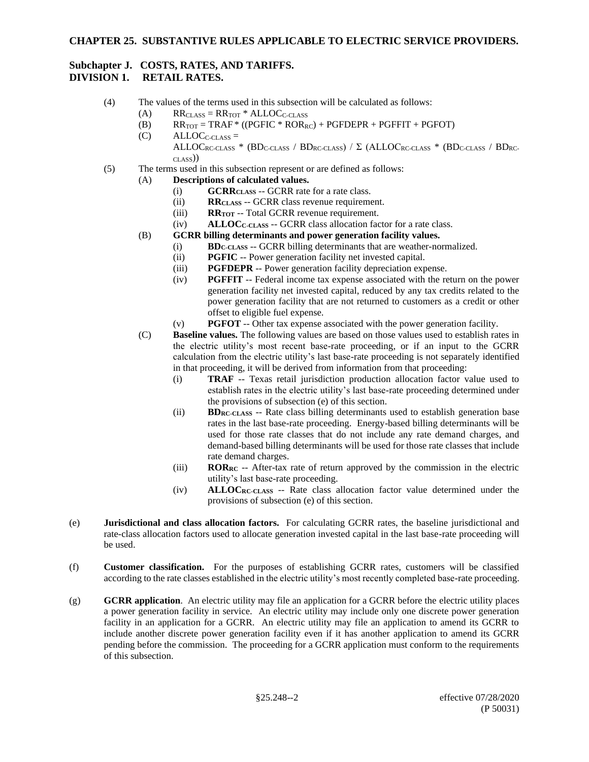(4) The values of the terms used in this subsection will be calculated as follows:

(A) $RR_{CLASS} = RR_{TOT} * ALLOC_{C\text{-}CLASS}$

(B) $RR_{TOT} = TRAF * ((PGFIC * ROR_{RC}) + PGFDEPR + PGFFIT + PGFOT)$

(C) $ALLOC_{C\text{-}CLASS} =$
$ALLOC_{RC\text{-}CLASS} * (BD_{C\text{-}CLASS} / BD_{RC\text{-}CLASS}) / \Sigma\ (ALLOC_{RC\text{-}CLASS} * (BD_{C\text{-}CLASS} / BD_{RC\text{-}CLASS}))$

(5) The terms used in this subsection represent or are defined as follows:

(A) **Descriptions of calculated values.**

(i) **$GCRR_{CLASS}$** -- GCRR rate for a rate class.

(ii) **$RR_{CLASS}$** -- GCRR class revenue requirement.

(iii) **$RR_{TOT}$** -- Total GCRR revenue requirement.

(iv) **$ALLOC_{C\text{-}CLASS}$** -- GCRR class allocation factor for a rate class.

(B) **GCRR billing determinants and power generation facility values.**

(i) **$BD_{C\text{-}CLASS}$** -- GCRR billing determinants that are weather-normalized.

(ii) **PGFIC** -- Power generation facility net invested capital.

(iii) **PGFDEPR** -- Power generation facility depreciation expense.

(iv) **PGFFIT** -- Federal income tax expense associated with the return on the power generation facility net invested capital, reduced by any tax credits related to the power generation facility that are not returned to customers as a credit or other offset to eligible fuel expense.

(v) **PGFOT** -- Other tax expense associated with the power generation facility.

(C) **Baseline values.** The following values are based on those values used to establish rates in the electric utility's most recent base-rate proceeding, or if an input to the GCRR calculation from the electric utility's last base-rate proceeding is not separately identified in that proceeding, it will be derived from information from that proceeding:

(i) **TRAF** -- Texas retail jurisdiction production allocation factor value used to establish rates in the electric utility's last base-rate proceeding determined under the provisions of subsection (e) of this section.

(ii) **$BD_{RC\text{-}CLASS}$** -- Rate class billing determinants used to establish generation base rates in the last base-rate proceeding. Energy-based billing determinants will be used for those rate classes that do not include any rate demand charges, and demand-based billing determinants will be used for those rate classes that include rate demand charges.

(iii) **$ROR_{RC}$** -- After-tax rate of return approved by the commission in the electric utility's last base-rate proceeding.

(iv) **$ALLOC_{RC\text{-}CLASS}$** -- Rate class allocation factor value determined under the provisions of subsection (e) of this section.

(e) **Jurisdictional and class allocation factors.** For calculating GCRR rates, the baseline jurisdictional and rate-class allocation factors used to allocate generation invested capital in the last base-rate proceeding will be used.

(f) **Customer classification.** For the purposes of establishing GCRR rates, customers will be classified according to the rate classes established in the electric utility's most recently completed base-rate proceeding.

(g) **GCRR application**. An electric utility may file an application for a GCRR before the electric utility places a power generation facility in service. An electric utility may include only one discrete power generation facility in an application for a GCRR. An electric utility may file an application to amend its GCRR to include another discrete power generation facility even if it has another application to amend its GCRR pending before the commission. The proceeding for a GCRR application must conform to the requirements of this subsection.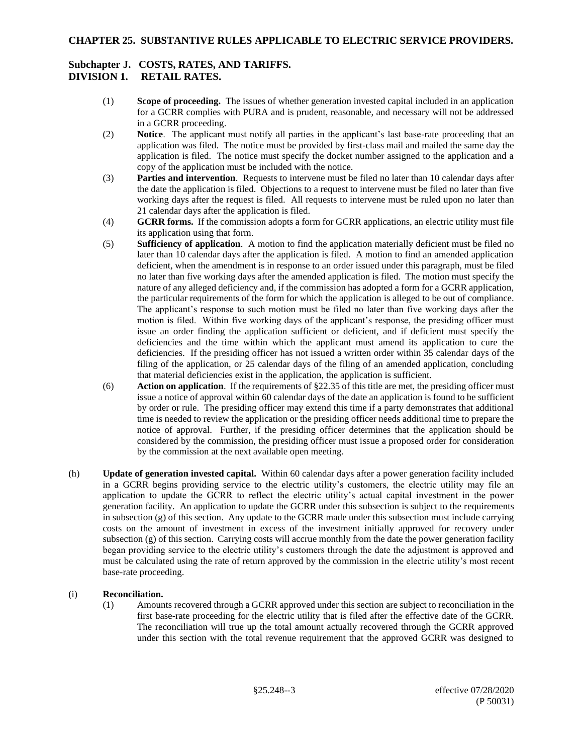(1) **Scope of proceeding.** The issues of whether generation invested capital included in an application for a GCRR complies with PURA and is prudent, reasonable, and necessary will not be addressed in a GCRR proceeding.

(2) **Notice**. The applicant must notify all parties in the applicant's last base-rate proceeding that an application was filed. The notice must be provided by first-class mail and mailed the same day the application is filed. The notice must specify the docket number assigned to the application and a copy of the application must be included with the notice.

(3) **Parties and intervention**. Requests to intervene must be filed no later than 10 calendar days after the date the application is filed. Objections to a request to intervene must be filed no later than five working days after the request is filed. All requests to intervene must be ruled upon no later than 21 calendar days after the application is filed.

(4) **GCRR forms.** If the commission adopts a form for GCRR applications, an electric utility must file its application using that form.

(5) **Sufficiency of application**. A motion to find the application materially deficient must be filed no later than 10 calendar days after the application is filed. A motion to find an amended application deficient, when the amendment is in response to an order issued under this paragraph, must be filed no later than five working days after the amended application is filed. The motion must specify the nature of any alleged deficiency and, if the commission has adopted a form for a GCRR application, the particular requirements of the form for which the application is alleged to be out of compliance. The applicant's response to such motion must be filed no later than five working days after the motion is filed. Within five working days of the applicant's response, the presiding officer must issue an order finding the application sufficient or deficient, and if deficient must specify the deficiencies and the time within which the applicant must amend its application to cure the deficiencies. If the presiding officer has not issued a written order within 35 calendar days of the filing of the application, or 25 calendar days of the filing of an amended application, concluding that material deficiencies exist in the application, the application is sufficient.

(6) **Action on application**. If the requirements of §22.35 of this title are met, the presiding officer must issue a notice of approval within 60 calendar days of the date an application is found to be sufficient by order or rule. The presiding officer may extend this time if a party demonstrates that additional time is needed to review the application or the presiding officer needs additional time to prepare the notice of approval. Further, if the presiding officer determines that the application should be considered by the commission, the presiding officer must issue a proposed order for consideration by the commission at the next available open meeting.

(h) **Update of generation invested capital.** Within 60 calendar days after a power generation facility included in a GCRR begins providing service to the electric utility's customers, the electric utility may file an application to update the GCRR to reflect the electric utility's actual capital investment in the power generation facility. An application to update the GCRR under this subsection is subject to the requirements in subsection (g) of this section. Any update to the GCRR made under this subsection must include carrying costs on the amount of investment in excess of the investment initially approved for recovery under subsection (g) of this section. Carrying costs will accrue monthly from the date the power generation facility began providing service to the electric utility's customers through the date the adjustment is approved and must be calculated using the rate of return approved by the commission in the electric utility's most recent base-rate proceeding.

(i) **Reconciliation.**

(1) Amounts recovered through a GCRR approved under this section are subject to reconciliation in the first base-rate proceeding for the electric utility that is filed after the effective date of the GCRR. The reconciliation will true up the total amount actually recovered through the GCRR approved under this section with the total revenue requirement that the approved GCRR was designed to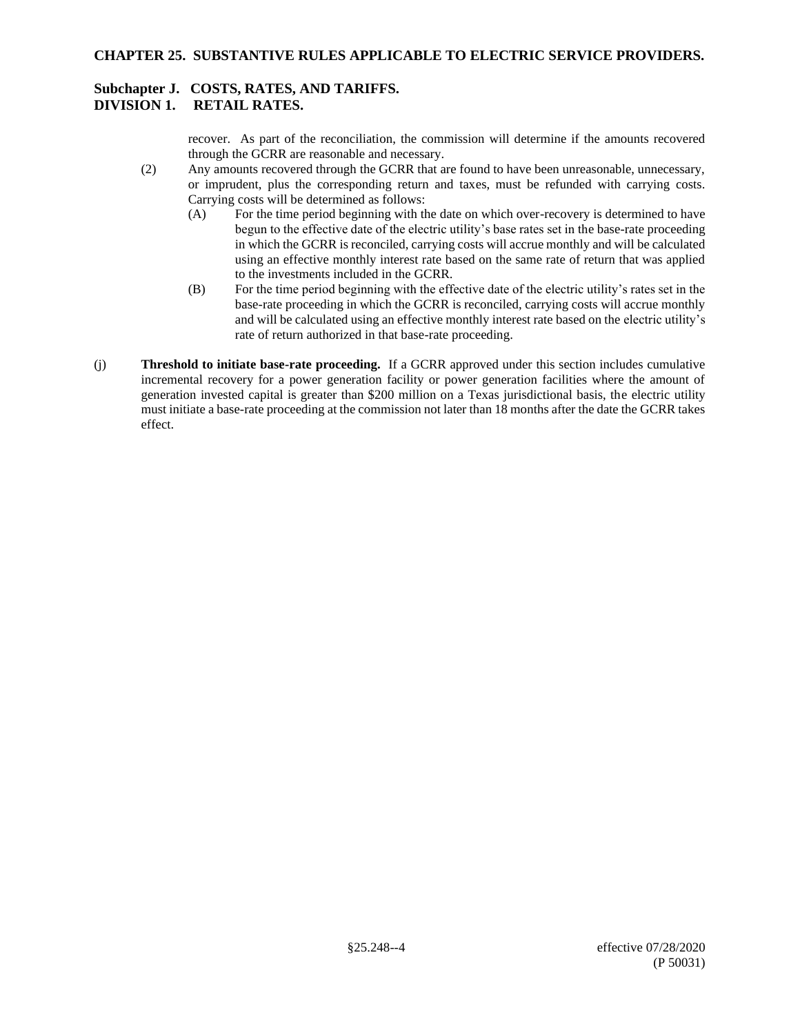recover. As part of the reconciliation, the commission will determine if the amounts recovered through the GCRR are reasonable and necessary.

(2) Any amounts recovered through the GCRR that are found to have been unreasonable, unnecessary, or imprudent, plus the corresponding return and taxes, must be refunded with carrying costs. Carrying costs will be determined as follows:

(A) For the time period beginning with the date on which over-recovery is determined to have begun to the effective date of the electric utility's base rates set in the base-rate proceeding in which the GCRR is reconciled, carrying costs will accrue monthly and will be calculated using an effective monthly interest rate based on the same rate of return that was applied to the investments included in the GCRR.

(B) For the time period beginning with the effective date of the electric utility's rates set in the base-rate proceeding in which the GCRR is reconciled, carrying costs will accrue monthly and will be calculated using an effective monthly interest rate based on the electric utility's rate of return authorized in that base-rate proceeding.

(j) **Threshold to initiate base-rate proceeding.** If a GCRR approved under this section includes cumulative incremental recovery for a power generation facility or power generation facilities where the amount of generation invested capital is greater than $200 million on a Texas jurisdictional basis, the electric utility must initiate a base-rate proceeding at the commission not later than 18 months after the date the GCRR takes effect.